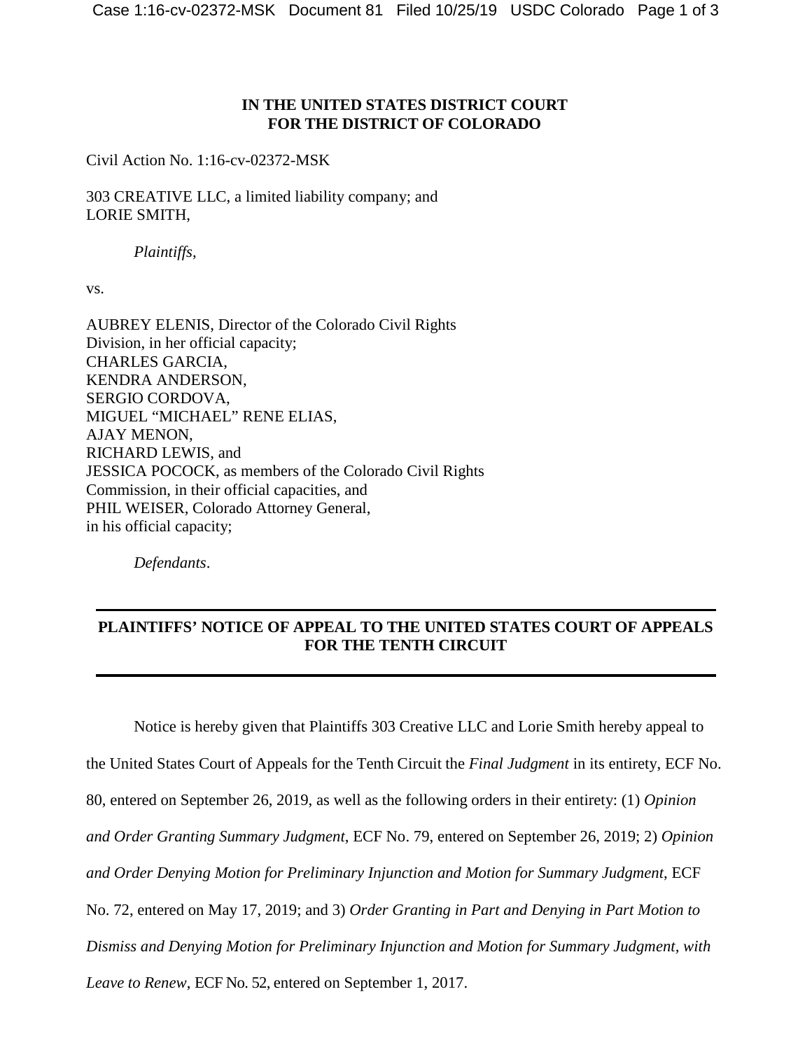**IN THE UNITED STATES DISTRICT COURT**
**FOR THE DISTRICT OF COLORADO**

Civil Action No. 1:16-cv-02372-MSK

303 CREATIVE LLC, a limited liability company; and
LORIE SMITH,

*Plaintiffs*,

vs.

AUBREY ELENIS, Director of the Colorado Civil Rights
Division, in her official capacity;
CHARLES GARCIA,
KENDRA ANDERSON,
SERGIO CORDOVA,
MIGUEL "MICHAEL" RENE ELIAS,
AJAY MENON,
RICHARD LEWIS, and
JESSICA POCOCK, as members of the Colorado Civil Rights
Commission, in their official capacities, and
PHIL WEISER, Colorado Attorney General,
in his official capacity;

*Defendants*.

---

**PLAINTIFFS' NOTICE OF APPEAL TO THE UNITED STATES COURT OF APPEALS FOR THE TENTH CIRCUIT**

---

Notice is hereby given that Plaintiffs 303 Creative LLC and Lorie Smith hereby appeal to the United States Court of Appeals for the Tenth Circuit the *Final Judgment* in its entirety, ECF No. 80, entered on September 26, 2019, as well as the following orders in their entirety: (1) *Opinion and Order Granting Summary Judgment*, ECF No. 79, entered on September 26, 2019; 2) *Opinion and Order Denying Motion for Preliminary Injunction and Motion for Summary Judgment*, ECF No. 72, entered on May 17, 2019; and 3) *Order Granting in Part and Denying in Part Motion to Dismiss and Denying Motion for Preliminary Injunction and Motion for Summary Judgment, with Leave to Renew*, ECF No. 52, entered on September 1, 2017.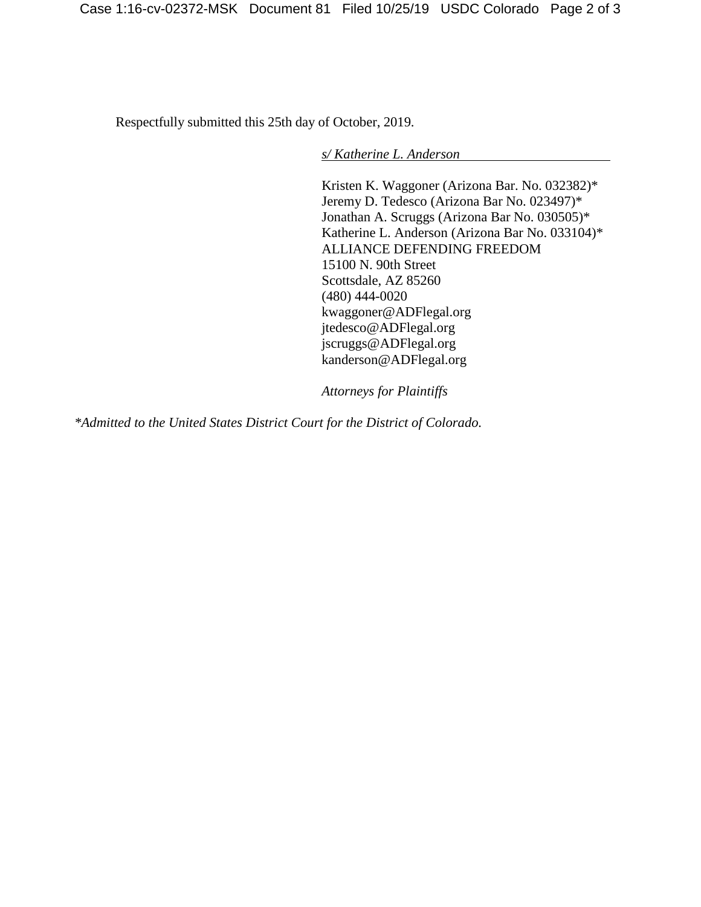Respectfully submitted this 25th day of October, 2019.

*s/ Katherine L. Anderson*

Kristen K. Waggoner (Arizona Bar. No. 032382)*
Jeremy D. Tedesco (Arizona Bar No. 023497)*
Jonathan A. Scruggs (Arizona Bar No. 030505)*
Katherine L. Anderson (Arizona Bar No. 033104)*
ALLIANCE DEFENDING FREEDOM
15100 N. 90th Street
Scottsdale, AZ 85260
(480) 444-0020
kwaggoner@ADFlegal.org
jtedesco@ADFlegal.org
jscruggs@ADFlegal.org
kanderson@ADFlegal.org

*Attorneys for Plaintiffs*

*\*Admitted to the United States District Court for the District of Colorado.*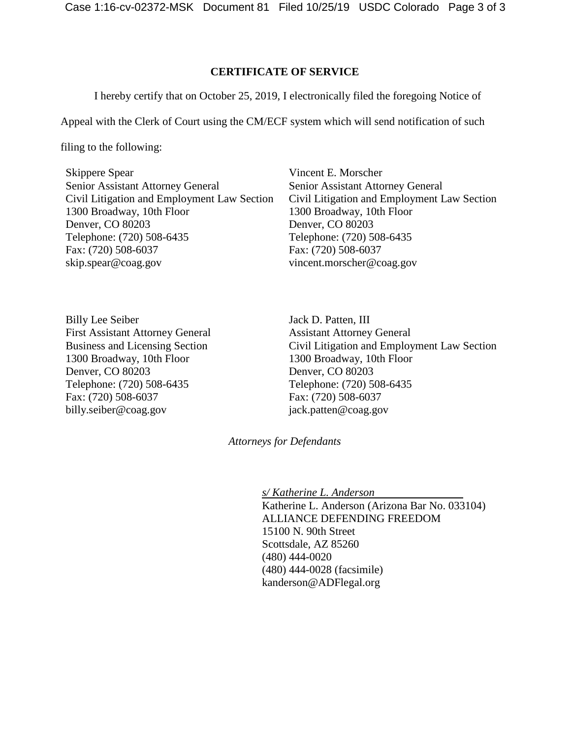**CERTIFICATE OF SERVICE**

I hereby certify that on October 25, 2019, I electronically filed the foregoing Notice of Appeal with the Clerk of Court using the CM/ECF system which will send notification of such filing to the following:

Skippere Spear
Senior Assistant Attorney General
Civil Litigation and Employment Law Section
1300 Broadway, 10th Floor
Denver, CO 80203
Telephone: (720) 508-6435
Fax: (720) 508-6037
skip.spear@coag.gov

Vincent E. Morscher
Senior Assistant Attorney General
Civil Litigation and Employment Law Section
1300 Broadway, 10th Floor
Denver, CO 80203
Telephone: (720) 508-6435
Fax: (720) 508-6037
vincent.morscher@coag.gov

Billy Lee Seiber
First Assistant Attorney General
Business and Licensing Section
1300 Broadway, 10th Floor
Denver, CO 80203
Telephone: (720) 508-6435
Fax: (720) 508-6037
billy.seiber@coag.gov

Jack D. Patten, III
Assistant Attorney General
Civil Litigation and Employment Law Section
1300 Broadway, 10th Floor
Denver, CO 80203
Telephone: (720) 508-6435
Fax: (720) 508-6037
jack.patten@coag.gov

*Attorneys for Defendants*

*s/ Katherine L. Anderson*
Katherine L. Anderson (Arizona Bar No. 033104)
ALLIANCE DEFENDING FREEDOM
15100 N. 90th Street
Scottsdale, AZ 85260
(480) 444-0020
(480) 444-0028 (facsimile)
kanderson@ADFlegal.org